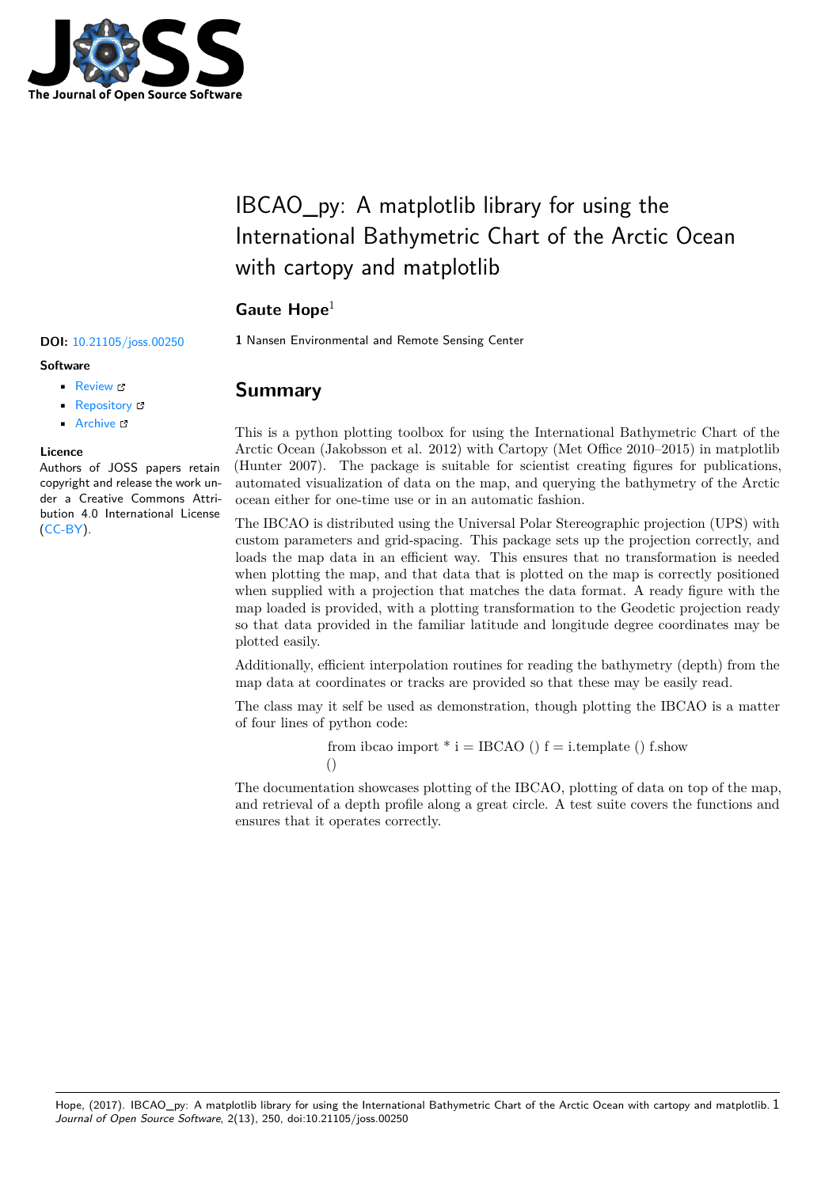# IBCAO_py: A matplotlib library for using the International Bathymetric Chart of the Arctic Ocean with cartopy and matplotlib

**Gaute Hope**[1]

**1** Nansen Environmental and Remote Sensing Center

**DOI:** 10.21105/joss.00250

**Software**

- Review
- Repository
- Archive

**Licence**

Authors of JOSS papers retain copyright and release the work under a Creative Commons Attribution 4.0 International License (CC-BY).

## Summary

This is a python plotting toolbox for using the International Bathymetric Chart of the Arctic Ocean (Jakobsson et al. 2012) with Cartopy (Met Office 2010–2015) in matplotlib (Hunter 2007). The package is suitable for scientist creating figures for publications, automated visualization of data on the map, and querying the bathymetry of the Arctic ocean either for one-time use or in an automatic fashion.

The IBCAO is distributed using the Universal Polar Stereographic projection (UPS) with custom parameters and grid-spacing. This package sets up the projection correctly, and loads the map data in an efficient way. This ensures that no transformation is needed when plotting the map, and that data that is plotted on the map is correctly positioned when supplied with a projection that matches the data format. A ready figure with the map loaded is provided, with a plotting transformation to the Geodetic projection ready so that data provided in the familiar latitude and longitude degree coordinates may be plotted easily.

Additionally, efficient interpolation routines for reading the bathymetry (depth) from the map data at coordinates or tracks are provided so that these may be easily read.

The class may it self be used as demonstration, though plotting the IBCAO is a matter of four lines of python code:

```
from ibcao import * i = IBCAO () f = i.template () f.show ()
```

The documentation showcases plotting of the IBCAO, plotting of data on top of the map, and retrieval of a depth profile along a great circle. A test suite covers the functions and ensures that it operates correctly.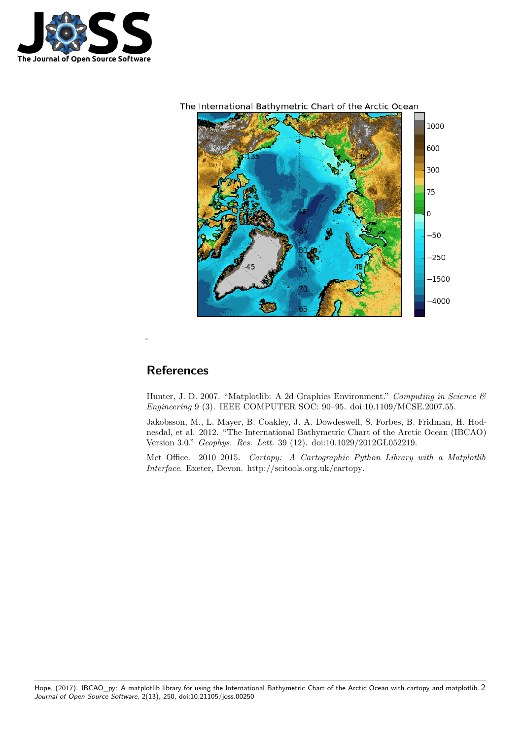The International Bathymetric Chart of the Arctic Ocean

135
135
NP
85
80
75
70
65
45
45

1000
600
300
75
0
−50
−250
−1500
−4000

## References

Hunter, J. D. 2007. "Matplotlib: A 2d Graphics Environment." *Computing in Science & Engineering* 9 (3). IEEE COMPUTER SOC: 90–95. doi:10.1109/MCSE.2007.55.

Jakobsson, M., L. Mayer, B. Coakley, J. A. Dowdeswell, S. Forbes, B. Fridman, H. Hodnesdal, et al. 2012. "The International Bathymetric Chart of the Arctic Ocean (IBCAO) Version 3.0." *Geophys. Res. Lett.* 39 (12). doi:10.1029/2012GL052219.

Met Office. 2010–2015. *Cartopy: A Cartographic Python Library with a Matplotlib Interface*. Exeter, Devon. http://scitools.org.uk/cartopy.